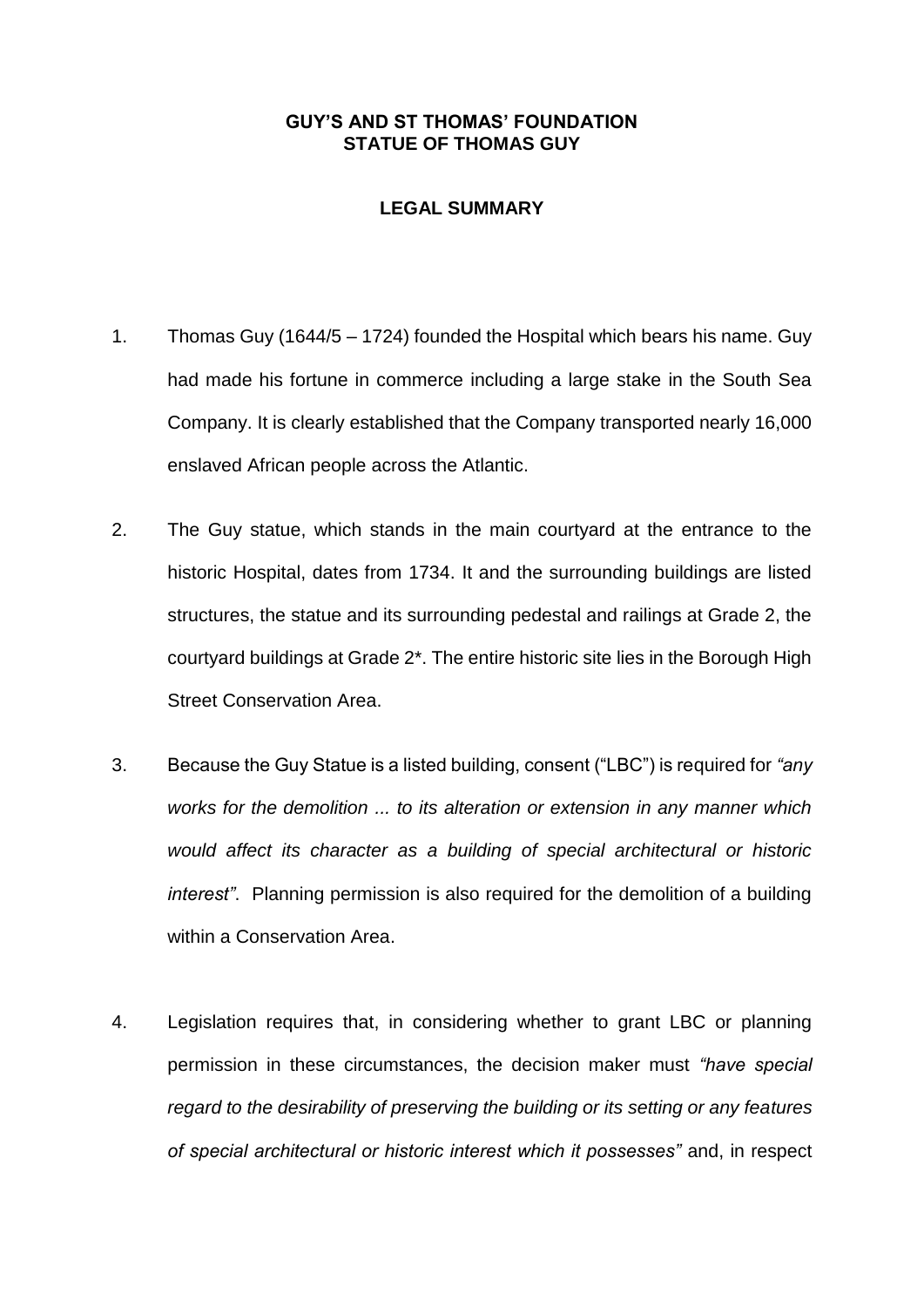**GUY'S AND ST THOMAS' FOUNDATION**
**STATUE OF THOMAS GUY**

**LEGAL SUMMARY**

1. Thomas Guy (1644/5 – 1724) founded the Hospital which bears his name. Guy had made his fortune in commerce including a large stake in the South Sea Company. It is clearly established that the Company transported nearly 16,000 enslaved African people across the Atlantic.

2. The Guy statue, which stands in the main courtyard at the entrance to the historic Hospital, dates from 1734. It and the surrounding buildings are listed structures, the statue and its surrounding pedestal and railings at Grade 2, the courtyard buildings at Grade 2*. The entire historic site lies in the Borough High Street Conservation Area.

3. Because the Guy Statue is a listed building, consent ("LBC") is required for *"any works for the demolition ... to its alteration or extension in any manner which would affect its character as a building of special architectural or historic interest"*. Planning permission is also required for the demolition of a building within a Conservation Area.

4. Legislation requires that, in considering whether to grant LBC or planning permission in these circumstances, the decision maker must *"have special regard to the desirability of preserving the building or its setting or any features of special architectural or historic interest which it possesses"* and, in respect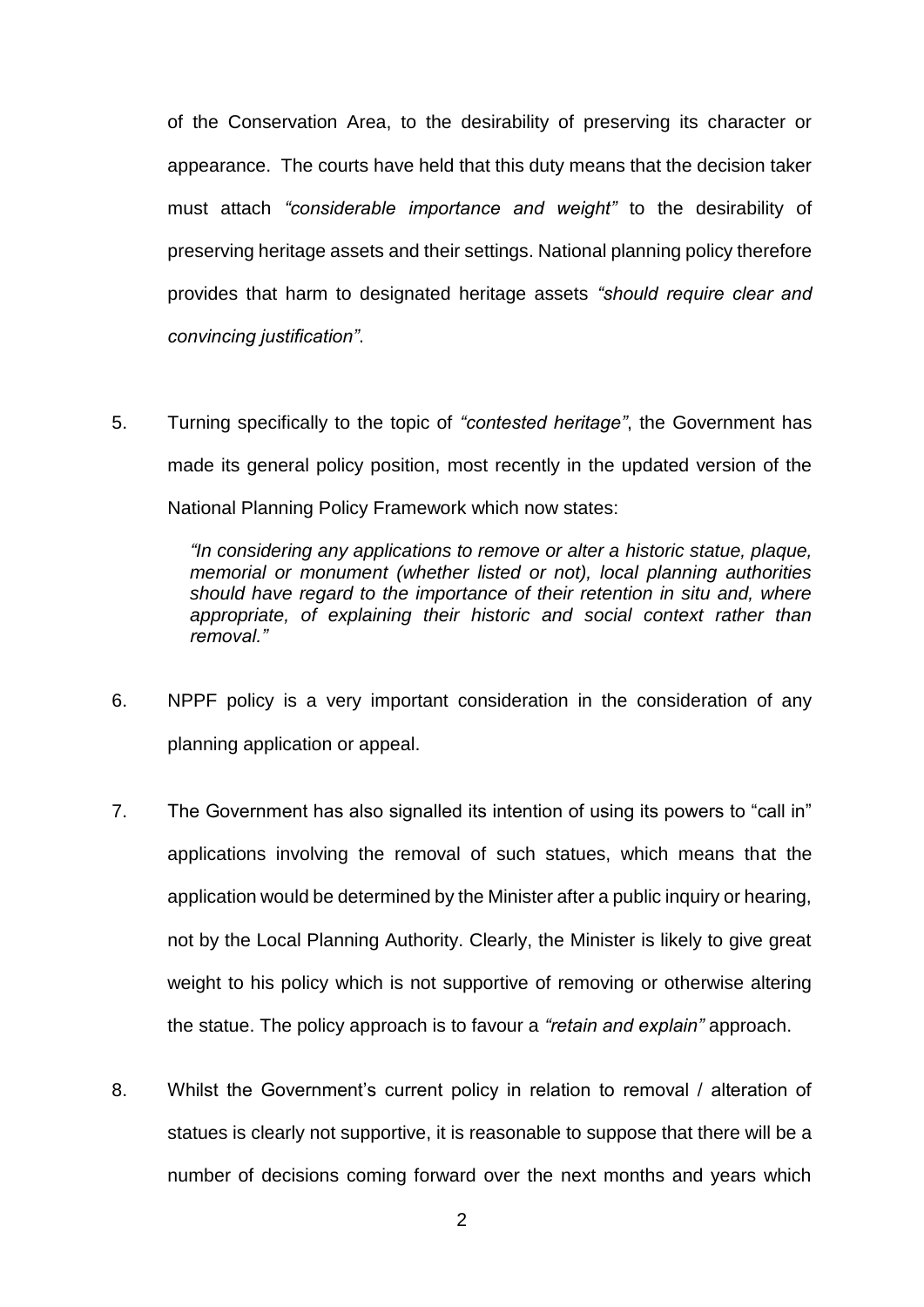of the Conservation Area, to the desirability of preserving its character or appearance. The courts have held that this duty means that the decision taker must attach *"considerable importance and weight"* to the desirability of preserving heritage assets and their settings. National planning policy therefore provides that harm to designated heritage assets *"should require clear and convincing justification"*.

5. Turning specifically to the topic of *"contested heritage"*, the Government has made its general policy position, most recently in the updated version of the National Planning Policy Framework which now states:

   > *"In considering any applications to remove or alter a historic statue, plaque, memorial or monument (whether listed or not), local planning authorities should have regard to the importance of their retention in situ and, where appropriate, of explaining their historic and social context rather than removal."*

6. NPPF policy is a very important consideration in the consideration of any planning application or appeal.

7. The Government has also signalled its intention of using its powers to "call in" applications involving the removal of such statues, which means that the application would be determined by the Minister after a public inquiry or hearing, not by the Local Planning Authority. Clearly, the Minister is likely to give great weight to his policy which is not supportive of removing or otherwise altering the statue. The policy approach is to favour a *"retain and explain"* approach.

8. Whilst the Government's current policy in relation to removal / alteration of statues is clearly not supportive, it is reasonable to suppose that there will be a number of decisions coming forward over the next months and years which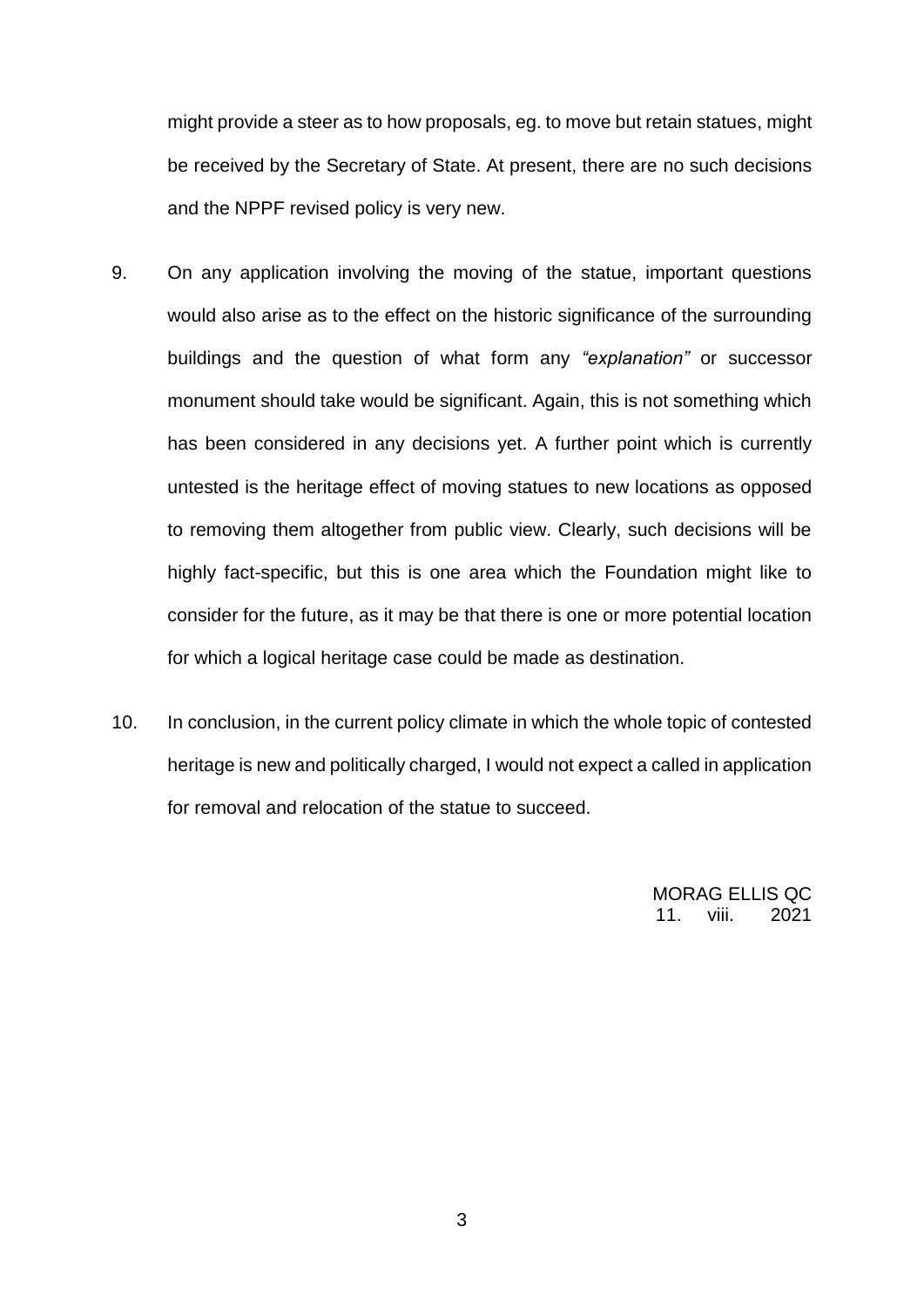might provide a steer as to how proposals, eg. to move but retain statues, might be received by the Secretary of State. At present, there are no such decisions and the NPPF revised policy is very new.

9. On any application involving the moving of the statue, important questions would also arise as to the effect on the historic significance of the surrounding buildings and the question of what form any *"explanation"* or successor monument should take would be significant. Again, this is not something which has been considered in any decisions yet. A further point which is currently untested is the heritage effect of moving statues to new locations as opposed to removing them altogether from public view. Clearly, such decisions will be highly fact-specific, but this is one area which the Foundation might like to consider for the future, as it may be that there is one or more potential location for which a logical heritage case could be made as destination.

10. In conclusion, in the current policy climate in which the whole topic of contested heritage is new and politically charged, I would not expect a called in application for removal and relocation of the statue to succeed.

MORAG ELLIS QC
11. viii. 2021